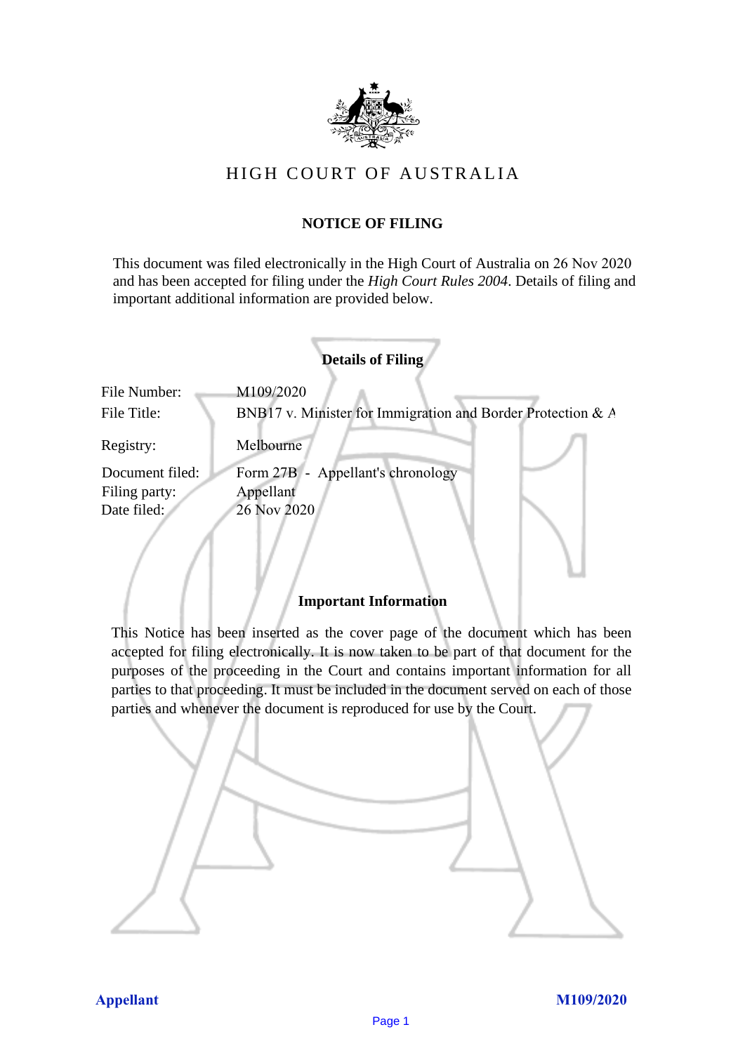# HIGH COURT OF AUSTRALIA

## NOTICE OF FILING

This document was filed electronically in the High Court of Australia on 26 Nov 2020 and has been accepted for filing under the *High Court Rules 2004*. Details of filing and important additional information are provided below.

### Details of Filing

| | |
|---|---|
| File Number: | M109/2020 |
| File Title: | BNB17 v. Minister for Immigration and Border Protection & A |
| Registry: | Melbourne |
| Document filed: | Form 27B - Appellant's chronology |
| Filing party: | Appellant |
| Date filed: | 26 Nov 2020 |

### Important Information

This Notice has been inserted as the cover page of the document which has been accepted for filing electronically. It is now taken to be part of that document for the purposes of the proceeding in the Court and contains important information for all parties to that proceeding. It must be included in the document served on each of those parties and whenever the document is reproduced for use by the Court.

**Appellant** **M109/2020**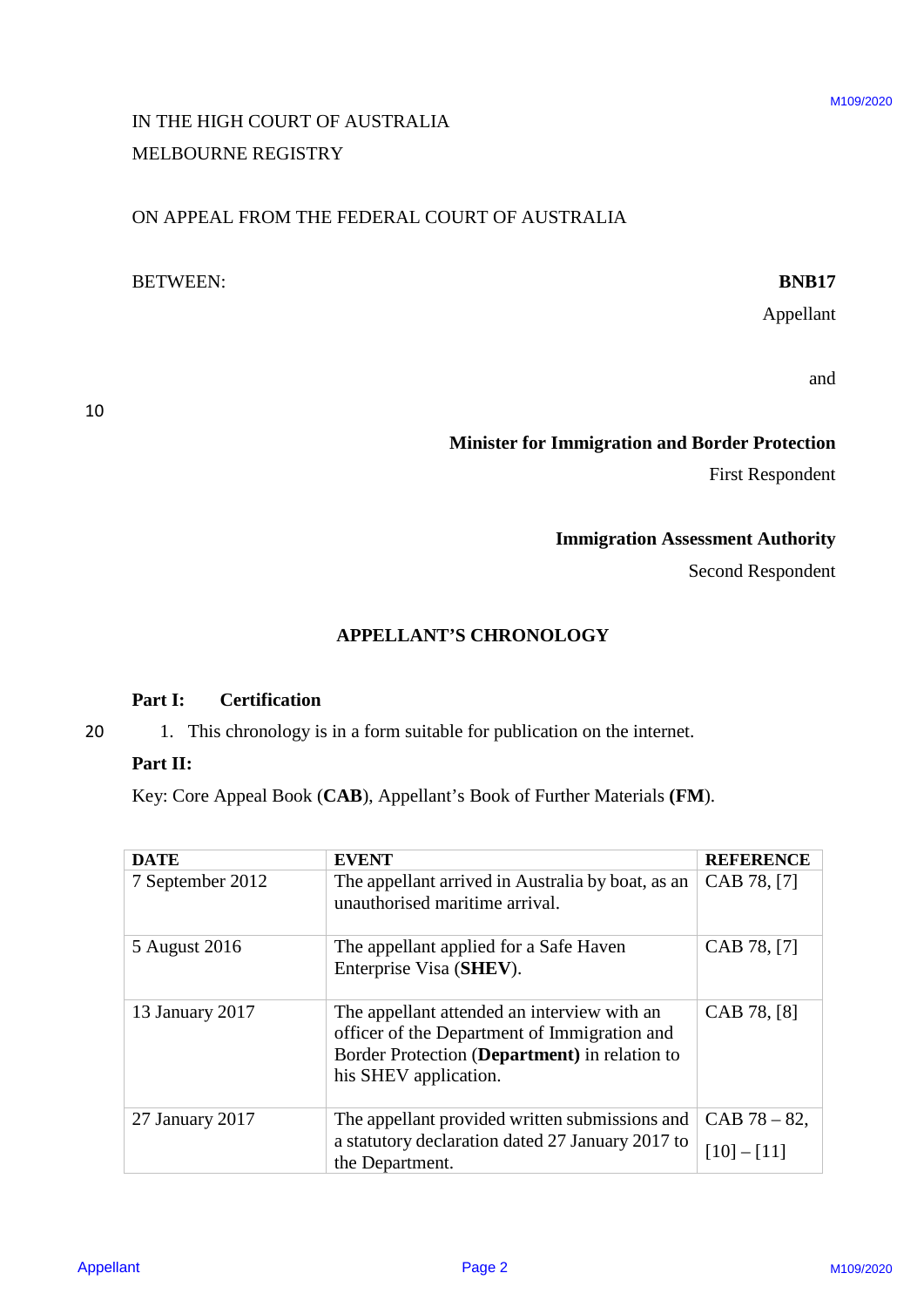IN THE HIGH COURT OF AUSTRALIA
MELBOURNE REGISTRY

ON APPEAL FROM THE FEDERAL COURT OF AUSTRALIA

BETWEEN: **BNB17**
Appellant

and

**Minister for Immigration and Border Protection**
First Respondent

**Immigration Assessment Authority**
Second Respondent

## APPELLANT'S CHRONOLOGY

**Part I: Certification**

1. This chronology is in a form suitable for publication on the internet.

**Part II:**

Key: Core Appeal Book (**CAB**), Appellant's Book of Further Materials **(FM)**.

| DATE | EVENT | REFERENCE |
|---|---|---|
| 7 September 2012 | The appellant arrived in Australia by boat, as an unauthorised maritime arrival. | CAB 78, [7] |
| 5 August 2016 | The appellant applied for a Safe Haven Enterprise Visa (**SHEV**). | CAB 78, [7] |
| 13 January 2017 | The appellant attended an interview with an officer of the Department of Immigration and Border Protection (**Department)** in relation to his SHEV application. | CAB 78, [8] |
| 27 January 2017 | The appellant provided written submissions and a statutory declaration dated 27 January 2017 to the Department. | CAB 78 – 82, [10] – [11] |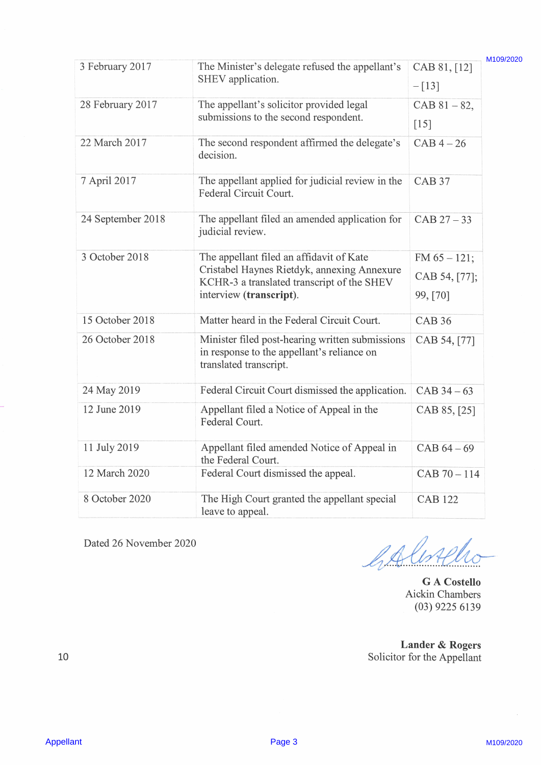| | | |
|---|---|---|
| 3 February 2017 | The Minister's delegate refused the appellant's SHEV application. | CAB 81, [12] – [13] |
| 28 February 2017 | The appellant's solicitor provided legal submissions to the second respondent. | CAB 81 – 82, [15] |
| 22 March 2017 | The second respondent affirmed the delegate's decision. | CAB 4 – 26 |
| 7 April 2017 | The appellant applied for judicial review in the Federal Circuit Court. | CAB 37 |
| 24 September 2018 | The appellant filed an amended application for judicial review. | CAB 27 – 33 |
| 3 October 2018 | The appellant filed an affidavit of Kate Cristabel Haynes Rietdyk, annexing Annexure KCHR-3 a translated transcript of the SHEV interview (**transcript**). | FM 65 – 121; CAB 54, [77]; 99, [70] |
| 15 October 2018 | Matter heard in the Federal Circuit Court. | CAB 36 |
| 26 October 2018 | Minister filed post-hearing written submissions in response to the appellant's reliance on translated transcript. | CAB 54, [77] |
| 24 May 2019 | Federal Circuit Court dismissed the application. | CAB 34 – 63 |
| 12 June 2019 | Appellant filed a Notice of Appeal in the Federal Court. | CAB 85, [25] |
| 11 July 2019 | Appellant filed amended Notice of Appeal in the Federal Court. | CAB 64 – 69 |
| 12 March 2020 | Federal Court dismissed the appeal. | CAB 70 – 114 |
| 8 October 2020 | The High Court granted the appellant special leave to appeal. | CAB 122 |

Dated 26 November 2020

**G A Costello**
Aickin Chambers
(03) 9225 6139

**Lander & Rogers**
Solicitor for the Appellant